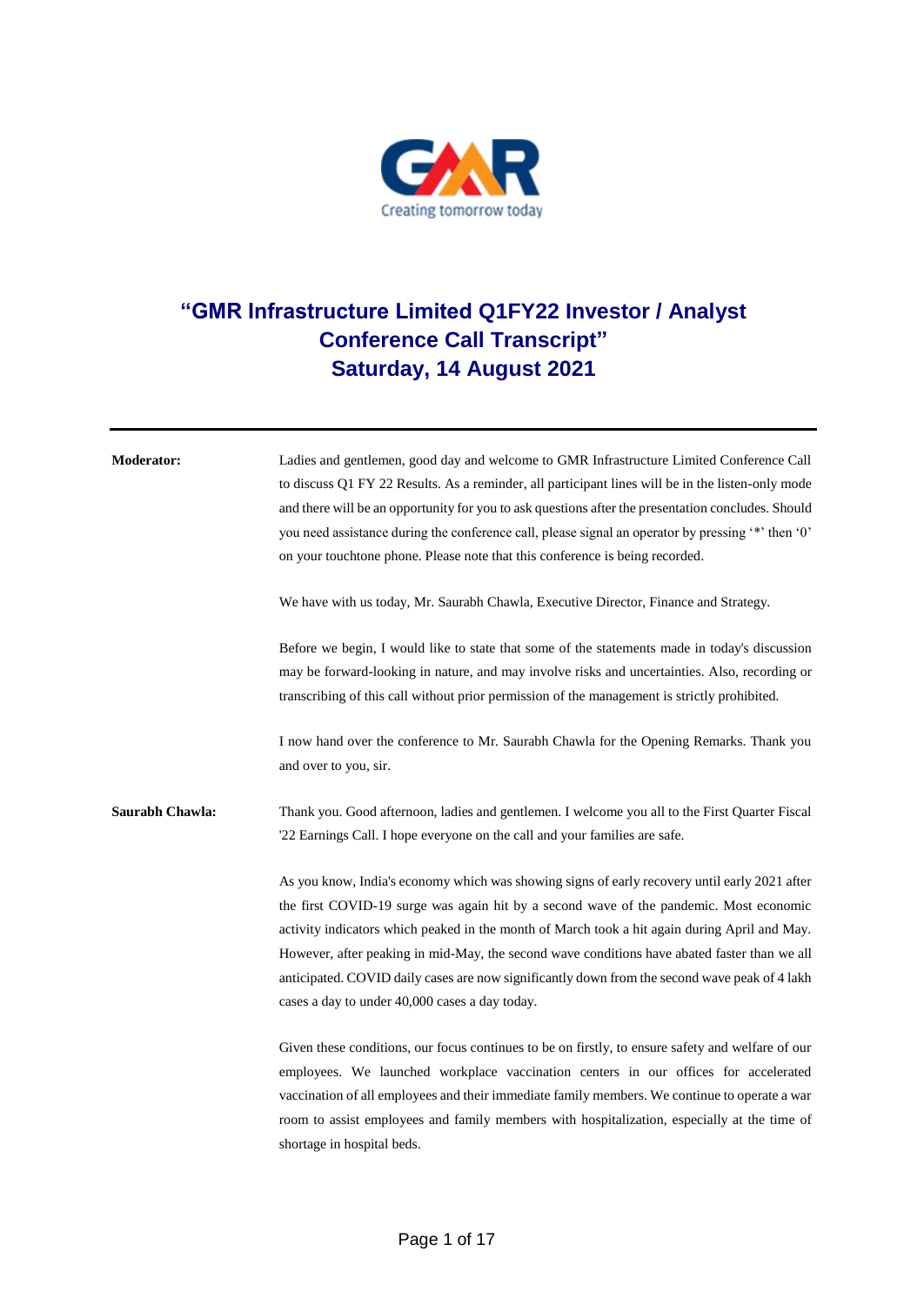# "GMR Infrastructure Limited Q1FY22 Investor / Analyst Conference Call Transcript"
# Saturday, 14 August 2021

---

**Moderator:** Ladies and gentlemen, good day and welcome to GMR Infrastructure Limited Conference Call to discuss Q1 FY 22 Results. As a reminder, all participant lines will be in the listen-only mode and there will be an opportunity for you to ask questions after the presentation concludes. Should you need assistance during the conference call, please signal an operator by pressing '*' then '0' on your touchtone phone. Please note that this conference is being recorded.

We have with us today, Mr. Saurabh Chawla, Executive Director, Finance and Strategy.

Before we begin, I would like to state that some of the statements made in today's discussion may be forward-looking in nature, and may involve risks and uncertainties. Also, recording or transcribing of this call without prior permission of the management is strictly prohibited.

I now hand over the conference to Mr. Saurabh Chawla for the Opening Remarks. Thank you and over to you, sir.

**Saurabh Chawla:** Thank you. Good afternoon, ladies and gentlemen. I welcome you all to the First Quarter Fiscal '22 Earnings Call. I hope everyone on the call and your families are safe.

As you know, India's economy which was showing signs of early recovery until early 2021 after the first COVID-19 surge was again hit by a second wave of the pandemic. Most economic activity indicators which peaked in the month of March took a hit again during April and May. However, after peaking in mid-May, the second wave conditions have abated faster than we all anticipated. COVID daily cases are now significantly down from the second wave peak of 4 lakh cases a day to under 40,000 cases a day today.

Given these conditions, our focus continues to be on firstly, to ensure safety and welfare of our employees. We launched workplace vaccination centers in our offices for accelerated vaccination of all employees and their immediate family members. We continue to operate a war room to assist employees and family members with hospitalization, especially at the time of shortage in hospital beds.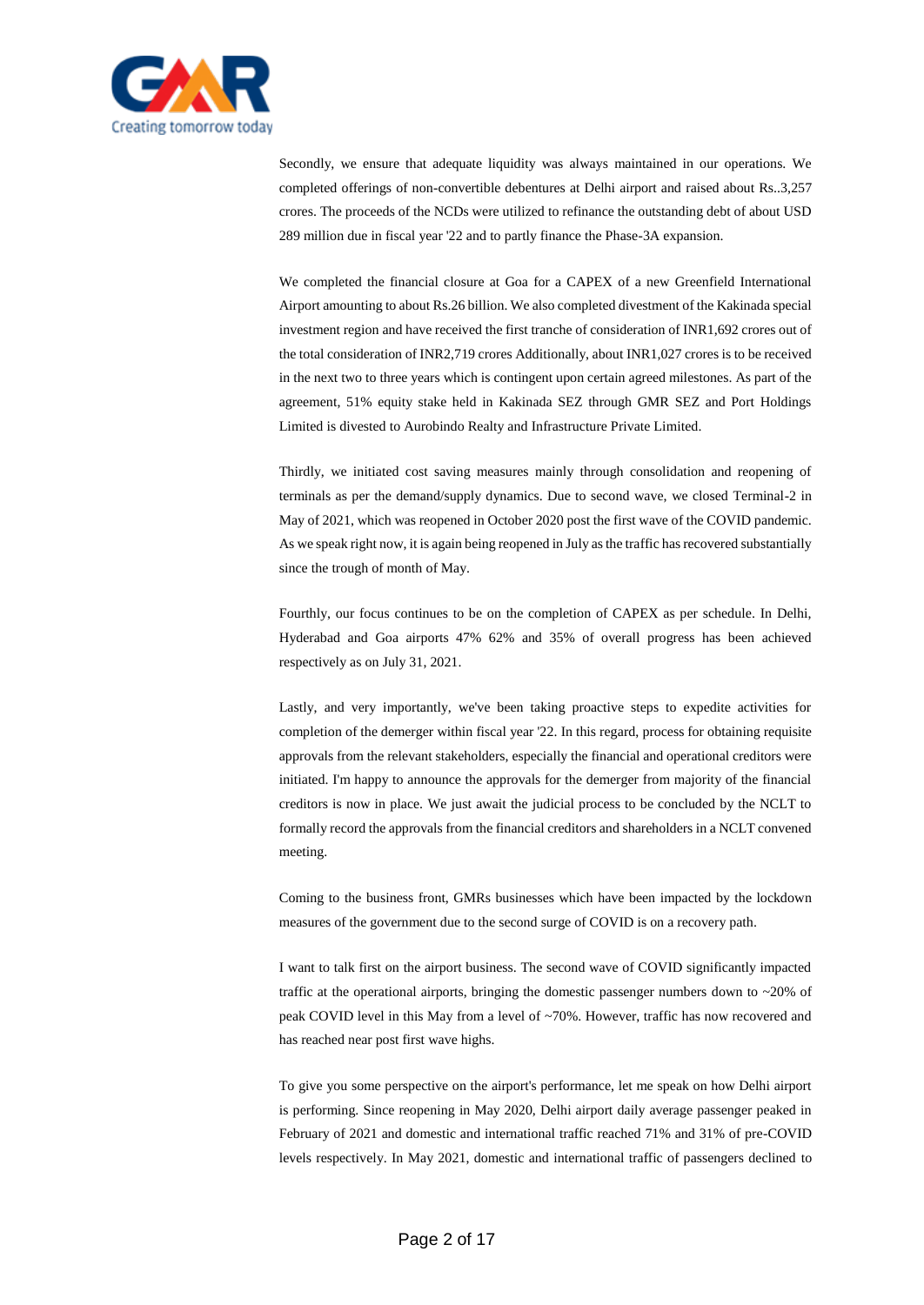Secondly, we ensure that adequate liquidity was always maintained in our operations. We completed offerings of non-convertible debentures at Delhi airport and raised about Rs..3,257 crores. The proceeds of the NCDs were utilized to refinance the outstanding debt of about USD 289 million due in fiscal year '22 and to partly finance the Phase-3A expansion.

We completed the financial closure at Goa for a CAPEX of a new Greenfield International Airport amounting to about Rs.26 billion. We also completed divestment of the Kakinada special investment region and have received the first tranche of consideration of INR1,692 crores out of the total consideration of INR2,719 crores Additionally, about INR1,027 crores is to be received in the next two to three years which is contingent upon certain agreed milestones. As part of the agreement, 51% equity stake held in Kakinada SEZ through GMR SEZ and Port Holdings Limited is divested to Aurobindo Realty and Infrastructure Private Limited.

Thirdly, we initiated cost saving measures mainly through consolidation and reopening of terminals as per the demand/supply dynamics. Due to second wave, we closed Terminal-2 in May of 2021, which was reopened in October 2020 post the first wave of the COVID pandemic. As we speak right now, it is again being reopened in July as the traffic has recovered substantially since the trough of month of May.

Fourthly, our focus continues to be on the completion of CAPEX as per schedule. In Delhi, Hyderabad and Goa airports 47% 62% and 35% of overall progress has been achieved respectively as on July 31, 2021.

Lastly, and very importantly, we've been taking proactive steps to expedite activities for completion of the demerger within fiscal year '22. In this regard, process for obtaining requisite approvals from the relevant stakeholders, especially the financial and operational creditors were initiated. I'm happy to announce the approvals for the demerger from majority of the financial creditors is now in place. We just await the judicial process to be concluded by the NCLT to formally record the approvals from the financial creditors and shareholders in a NCLT convened meeting.

Coming to the business front, GMRs businesses which have been impacted by the lockdown measures of the government due to the second surge of COVID is on a recovery path.

I want to talk first on the airport business. The second wave of COVID significantly impacted traffic at the operational airports, bringing the domestic passenger numbers down to ~20% of peak COVID level in this May from a level of ~70%. However, traffic has now recovered and has reached near post first wave highs.

To give you some perspective on the airport's performance, let me speak on how Delhi airport is performing. Since reopening in May 2020, Delhi airport daily average passenger peaked in February of 2021 and domestic and international traffic reached 71% and 31% of pre-COVID levels respectively. In May 2021, domestic and international traffic of passengers declined to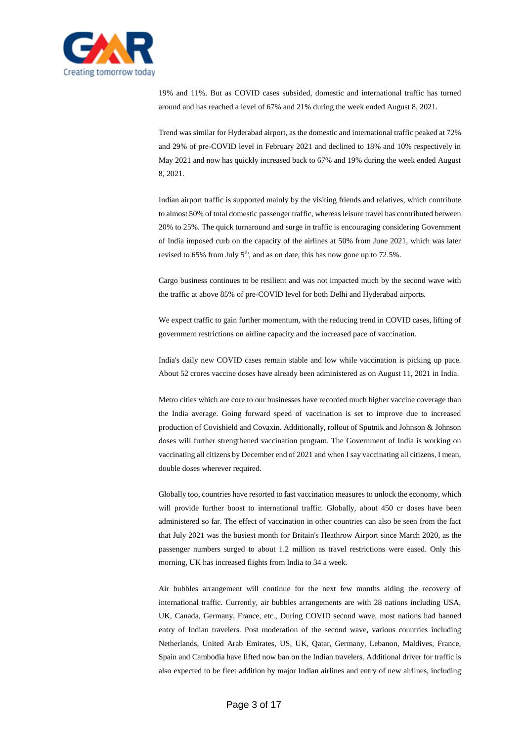19% and 11%. But as COVID cases subsided, domestic and international traffic has turned around and has reached a level of 67% and 21% during the week ended August 8, 2021.

Trend was similar for Hyderabad airport, as the domestic and international traffic peaked at 72% and 29% of pre-COVID level in February 2021 and declined to 18% and 10% respectively in May 2021 and now has quickly increased back to 67% and 19% during the week ended August 8, 2021.

Indian airport traffic is supported mainly by the visiting friends and relatives, which contribute to almost 50% of total domestic passenger traffic, whereas leisure travel has contributed between 20% to 25%. The quick turnaround and surge in traffic is encouraging considering Government of India imposed curb on the capacity of the airlines at 50% from June 2021, which was later revised to 65% from July 5th, and as on date, this has now gone up to 72.5%.

Cargo business continues to be resilient and was not impacted much by the second wave with the traffic at above 85% of pre-COVID level for both Delhi and Hyderabad airports.

We expect traffic to gain further momentum, with the reducing trend in COVID cases, lifting of government restrictions on airline capacity and the increased pace of vaccination.

India's daily new COVID cases remain stable and low while vaccination is picking up pace. About 52 crores vaccine doses have already been administered as on August 11, 2021 in India.

Metro cities which are core to our businesses have recorded much higher vaccine coverage than the India average. Going forward speed of vaccination is set to improve due to increased production of Covishield and Covaxin. Additionally, rollout of Sputnik and Johnson & Johnson doses will further strengthened vaccination program. The Government of India is working on vaccinating all citizens by December end of 2021 and when I say vaccinating all citizens, I mean, double doses wherever required.

Globally too, countries have resorted to fast vaccination measures to unlock the economy, which will provide further boost to international traffic. Globally, about 450 cr doses have been administered so far. The effect of vaccination in other countries can also be seen from the fact that July 2021 was the busiest month for Britain's Heathrow Airport since March 2020, as the passenger numbers surged to about 1.2 million as travel restrictions were eased. Only this morning, UK has increased flights from India to 34 a week.

Air bubbles arrangement will continue for the next few months aiding the recovery of international traffic. Currently, air bubbles arrangements are with 28 nations including USA, UK, Canada, Germany, France, etc., During COVID second wave, most nations had banned entry of Indian travelers. Post moderation of the second wave, various countries including Netherlands, United Arab Emirates, US, UK, Qatar, Germany, Lebanon, Maldives, France, Spain and Cambodia have lifted now ban on the Indian travelers. Additional driver for traffic is also expected to be fleet addition by major Indian airlines and entry of new airlines, including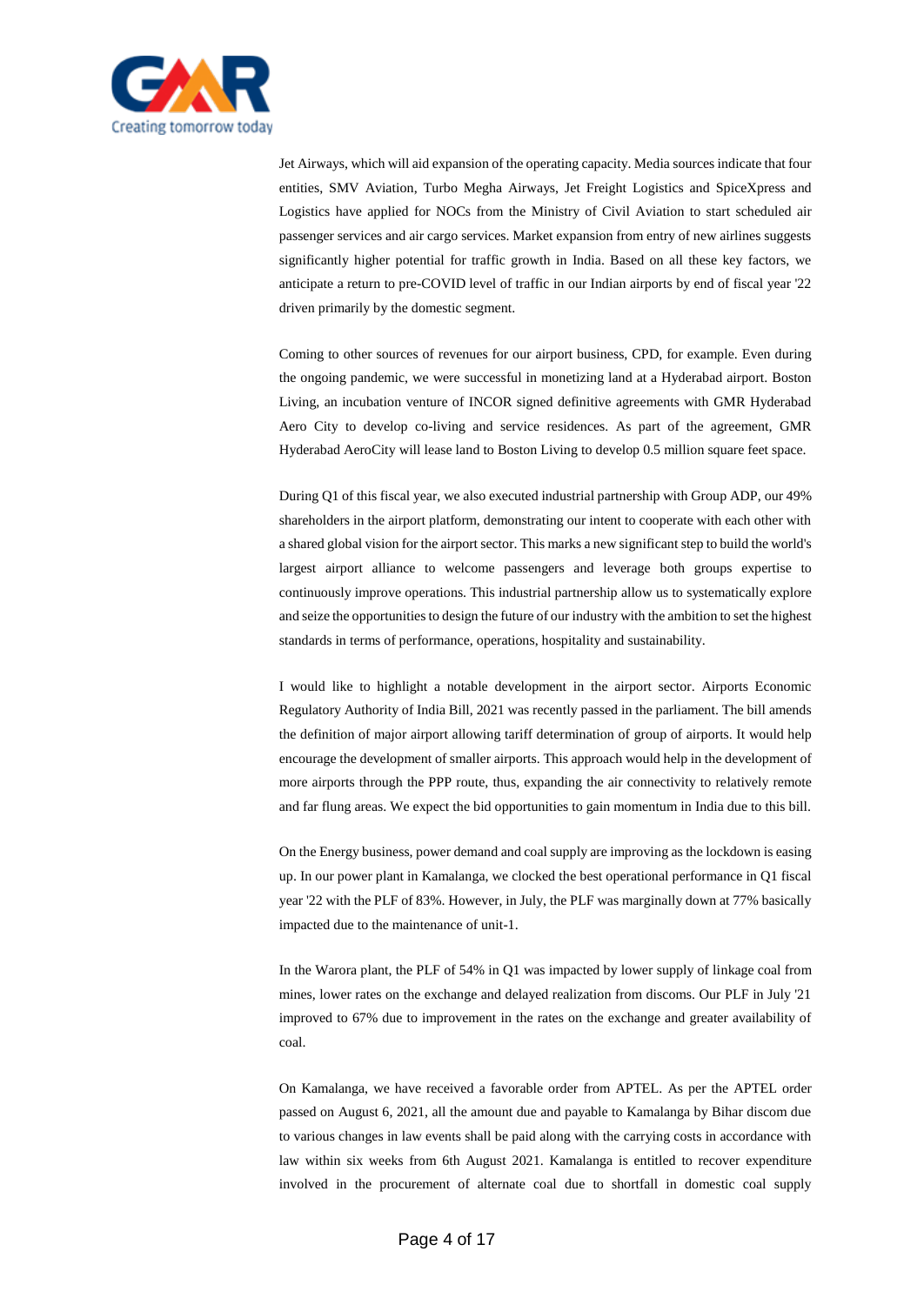Jet Airways, which will aid expansion of the operating capacity. Media sources indicate that four entities, SMV Aviation, Turbo Megha Airways, Jet Freight Logistics and SpiceXpress and Logistics have applied for NOCs from the Ministry of Civil Aviation to start scheduled air passenger services and air cargo services. Market expansion from entry of new airlines suggests significantly higher potential for traffic growth in India. Based on all these key factors, we anticipate a return to pre-COVID level of traffic in our Indian airports by end of fiscal year '22 driven primarily by the domestic segment.

Coming to other sources of revenues for our airport business, CPD, for example. Even during the ongoing pandemic, we were successful in monetizing land at a Hyderabad airport. Boston Living, an incubation venture of INCOR signed definitive agreements with GMR Hyderabad Aero City to develop co-living and service residences. As part of the agreement, GMR Hyderabad AeroCity will lease land to Boston Living to develop 0.5 million square feet space.

During Q1 of this fiscal year, we also executed industrial partnership with Group ADP, our 49% shareholders in the airport platform, demonstrating our intent to cooperate with each other with a shared global vision for the airport sector. This marks a new significant step to build the world's largest airport alliance to welcome passengers and leverage both groups expertise to continuously improve operations. This industrial partnership allow us to systematically explore and seize the opportunities to design the future of our industry with the ambition to set the highest standards in terms of performance, operations, hospitality and sustainability.

I would like to highlight a notable development in the airport sector. Airports Economic Regulatory Authority of India Bill, 2021 was recently passed in the parliament. The bill amends the definition of major airport allowing tariff determination of group of airports. It would help encourage the development of smaller airports. This approach would help in the development of more airports through the PPP route, thus, expanding the air connectivity to relatively remote and far flung areas. We expect the bid opportunities to gain momentum in India due to this bill.

On the Energy business, power demand and coal supply are improving as the lockdown is easing up. In our power plant in Kamalanga, we clocked the best operational performance in Q1 fiscal year '22 with the PLF of 83%. However, in July, the PLF was marginally down at 77% basically impacted due to the maintenance of unit-1.

In the Warora plant, the PLF of 54% in Q1 was impacted by lower supply of linkage coal from mines, lower rates on the exchange and delayed realization from discoms. Our PLF in July '21 improved to 67% due to improvement in the rates on the exchange and greater availability of coal.

On Kamalanga, we have received a favorable order from APTEL. As per the APTEL order passed on August 6, 2021, all the amount due and payable to Kamalanga by Bihar discom due to various changes in law events shall be paid along with the carrying costs in accordance with law within six weeks from 6th August 2021. Kamalanga is entitled to recover expenditure involved in the procurement of alternate coal due to shortfall in domestic coal supply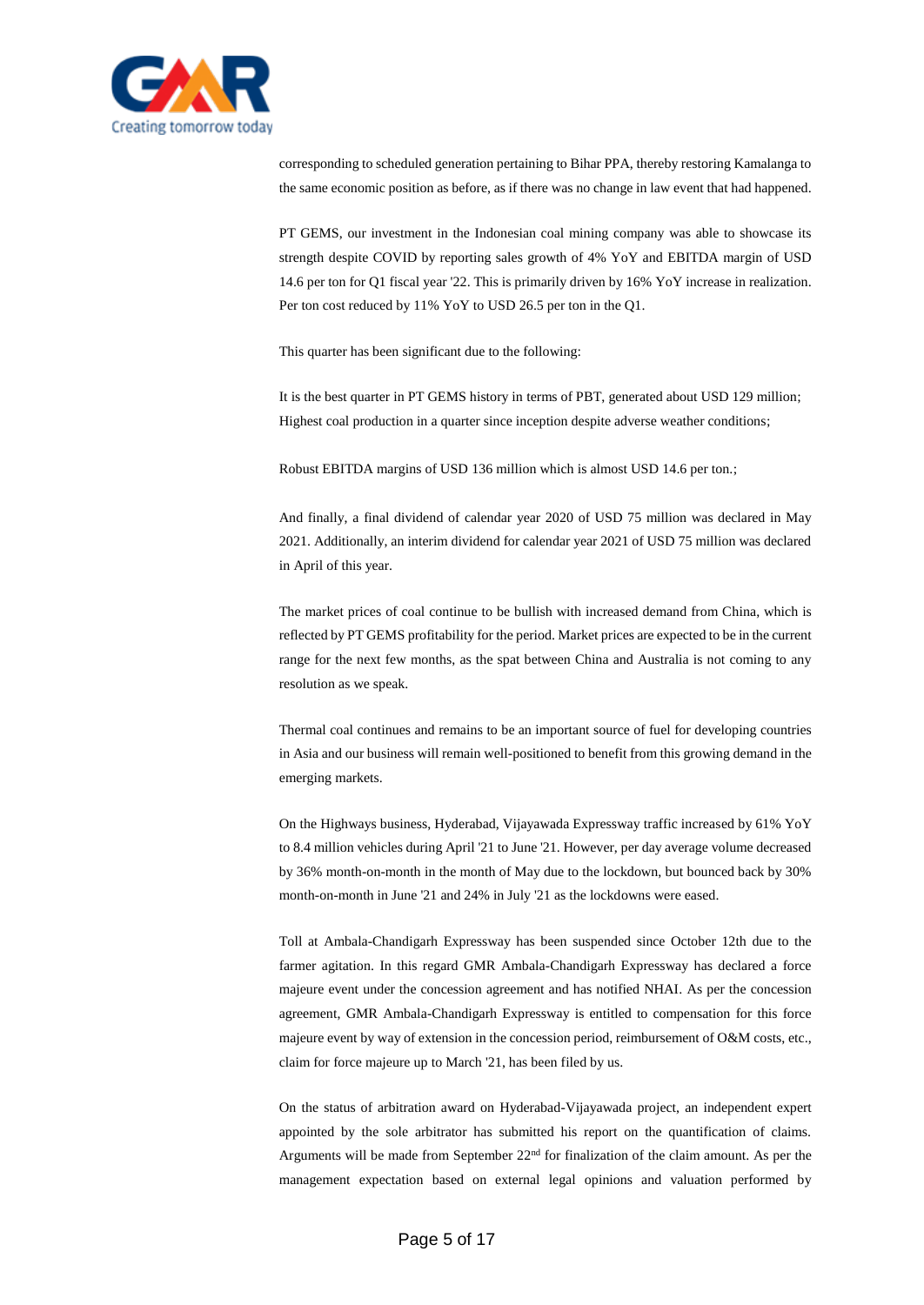corresponding to scheduled generation pertaining to Bihar PPA, thereby restoring Kamalanga to the same economic position as before, as if there was no change in law event that had happened.

PT GEMS, our investment in the Indonesian coal mining company was able to showcase its strength despite COVID by reporting sales growth of 4% YoY and EBITDA margin of USD 14.6 per ton for Q1 fiscal year '22. This is primarily driven by 16% YoY increase in realization. Per ton cost reduced by 11% YoY to USD 26.5 per ton in the Q1.

This quarter has been significant due to the following:

It is the best quarter in PT GEMS history in terms of PBT, generated about USD 129 million; Highest coal production in a quarter since inception despite adverse weather conditions;

Robust EBITDA margins of USD 136 million which is almost USD 14.6 per ton.;

And finally, a final dividend of calendar year 2020 of USD 75 million was declared in May 2021. Additionally, an interim dividend for calendar year 2021 of USD 75 million was declared in April of this year.

The market prices of coal continue to be bullish with increased demand from China, which is reflected by PT GEMS profitability for the period. Market prices are expected to be in the current range for the next few months, as the spat between China and Australia is not coming to any resolution as we speak.

Thermal coal continues and remains to be an important source of fuel for developing countries in Asia and our business will remain well-positioned to benefit from this growing demand in the emerging markets.

On the Highways business, Hyderabad, Vijayawada Expressway traffic increased by 61% YoY to 8.4 million vehicles during April '21 to June '21. However, per day average volume decreased by 36% month-on-month in the month of May due to the lockdown, but bounced back by 30% month-on-month in June '21 and 24% in July '21 as the lockdowns were eased.

Toll at Ambala-Chandigarh Expressway has been suspended since October 12th due to the farmer agitation. In this regard GMR Ambala-Chandigarh Expressway has declared a force majeure event under the concession agreement and has notified NHAI. As per the concession agreement, GMR Ambala-Chandigarh Expressway is entitled to compensation for this force majeure event by way of extension in the concession period, reimbursement of O&M costs, etc., claim for force majeure up to March '21, has been filed by us.

On the status of arbitration award on Hyderabad-Vijayawada project, an independent expert appointed by the sole arbitrator has submitted his report on the quantification of claims. Arguments will be made from September 22nd for finalization of the claim amount. As per the management expectation based on external legal opinions and valuation performed by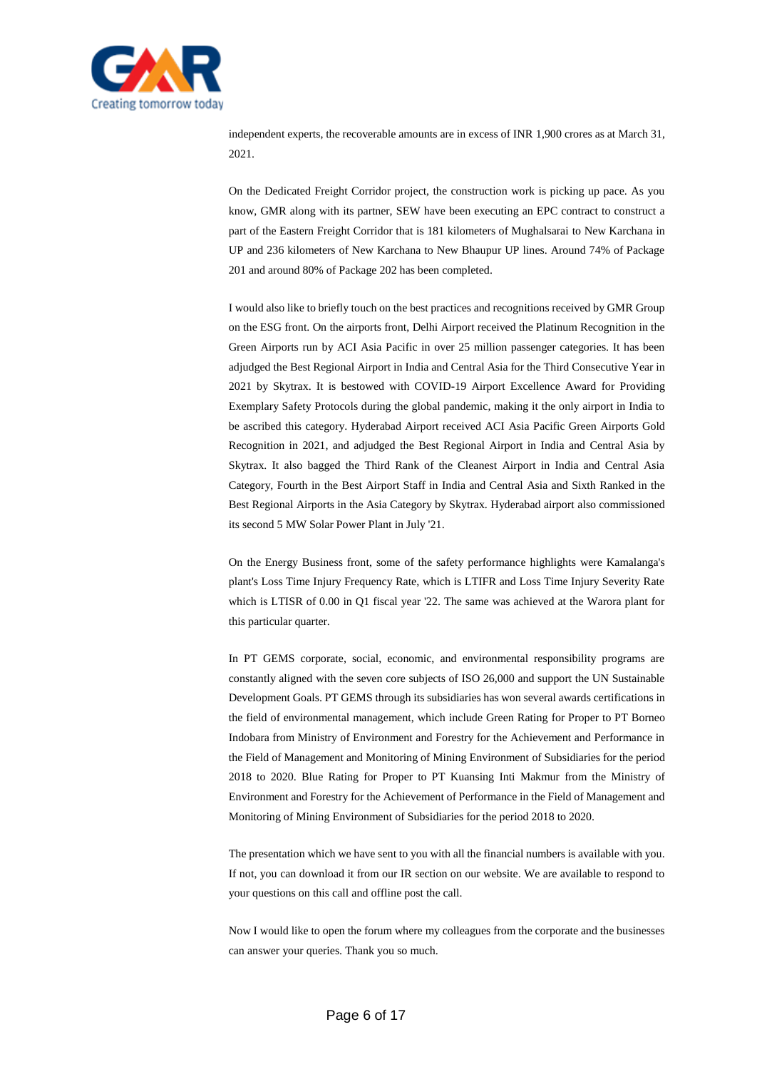independent experts, the recoverable amounts are in excess of INR 1,900 crores as at March 31, 2021.

On the Dedicated Freight Corridor project, the construction work is picking up pace. As you know, GMR along with its partner, SEW have been executing an EPC contract to construct a part of the Eastern Freight Corridor that is 181 kilometers of Mughalsarai to New Karchana in UP and 236 kilometers of New Karchana to New Bhaupur UP lines. Around 74% of Package 201 and around 80% of Package 202 has been completed.

I would also like to briefly touch on the best practices and recognitions received by GMR Group on the ESG front. On the airports front, Delhi Airport received the Platinum Recognition in the Green Airports run by ACI Asia Pacific in over 25 million passenger categories. It has been adjudged the Best Regional Airport in India and Central Asia for the Third Consecutive Year in 2021 by Skytrax. It is bestowed with COVID-19 Airport Excellence Award for Providing Exemplary Safety Protocols during the global pandemic, making it the only airport in India to be ascribed this category. Hyderabad Airport received ACI Asia Pacific Green Airports Gold Recognition in 2021, and adjudged the Best Regional Airport in India and Central Asia by Skytrax. It also bagged the Third Rank of the Cleanest Airport in India and Central Asia Category, Fourth in the Best Airport Staff in India and Central Asia and Sixth Ranked in the Best Regional Airports in the Asia Category by Skytrax. Hyderabad airport also commissioned its second 5 MW Solar Power Plant in July '21.

On the Energy Business front, some of the safety performance highlights were Kamalanga's plant's Loss Time Injury Frequency Rate, which is LTIFR and Loss Time Injury Severity Rate which is LTISR of 0.00 in Q1 fiscal year '22. The same was achieved at the Warora plant for this particular quarter.

In PT GEMS corporate, social, economic, and environmental responsibility programs are constantly aligned with the seven core subjects of ISO 26,000 and support the UN Sustainable Development Goals. PT GEMS through its subsidiaries has won several awards certifications in the field of environmental management, which include Green Rating for Proper to PT Borneo Indobara from Ministry of Environment and Forestry for the Achievement and Performance in the Field of Management and Monitoring of Mining Environment of Subsidiaries for the period 2018 to 2020. Blue Rating for Proper to PT Kuansing Inti Makmur from the Ministry of Environment and Forestry for the Achievement of Performance in the Field of Management and Monitoring of Mining Environment of Subsidiaries for the period 2018 to 2020.

The presentation which we have sent to you with all the financial numbers is available with you. If not, you can download it from our IR section on our website. We are available to respond to your questions on this call and offline post the call.

Now I would like to open the forum where my colleagues from the corporate and the businesses can answer your queries. Thank you so much.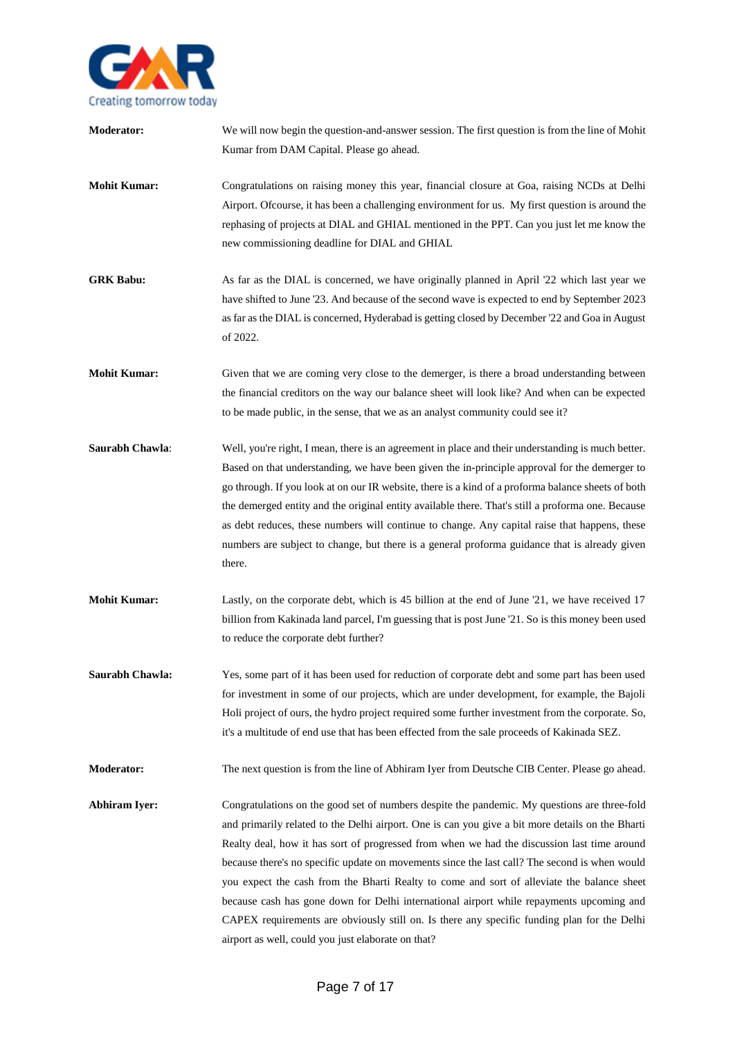**Moderator:** We will now begin the question-and-answer session. The first question is from the line of Mohit Kumar from DAM Capital. Please go ahead.

**Mohit Kumar:** Congratulations on raising money this year, financial closure at Goa, raising NCDs at Delhi Airport. Ofcourse, it has been a challenging environment for us. My first question is around the rephasing of projects at DIAL and GHIAL mentioned in the PPT. Can you just let me know the new commissioning deadline for DIAL and GHIAL

**GRK Babu:** As far as the DIAL is concerned, we have originally planned in April '22 which last year we have shifted to June '23. And because of the second wave is expected to end by September 2023 as far as the DIAL is concerned, Hyderabad is getting closed by December '22 and Goa in August of 2022.

**Mohit Kumar:** Given that we are coming very close to the demerger, is there a broad understanding between the financial creditors on the way our balance sheet will look like? And when can be expected to be made public, in the sense, that we as an analyst community could see it?

**Saurabh Chawla**: Well, you're right, I mean, there is an agreement in place and their understanding is much better. Based on that understanding, we have been given the in-principle approval for the demerger to go through. If you look at on our IR website, there is a kind of a proforma balance sheets of both the demerged entity and the original entity available there. That's still a proforma one. Because as debt reduces, these numbers will continue to change. Any capital raise that happens, these numbers are subject to change, but there is a general proforma guidance that is already given there.

**Mohit Kumar:** Lastly, on the corporate debt, which is 45 billion at the end of June '21, we have received 17 billion from Kakinada land parcel, I'm guessing that is post June '21. So is this money been used to reduce the corporate debt further?

**Saurabh Chawla:** Yes, some part of it has been used for reduction of corporate debt and some part has been used for investment in some of our projects, which are under development, for example, the Bajoli Holi project of ours, the hydro project required some further investment from the corporate. So, it's a multitude of end use that has been effected from the sale proceeds of Kakinada SEZ.

**Moderator:** The next question is from the line of Abhiram Iyer from Deutsche CIB Center. Please go ahead.

**Abhiram Iyer:** Congratulations on the good set of numbers despite the pandemic. My questions are three-fold and primarily related to the Delhi airport. One is can you give a bit more details on the Bharti Realty deal, how it has sort of progressed from when we had the discussion last time around because there's no specific update on movements since the last call? The second is when would you expect the cash from the Bharti Realty to come and sort of alleviate the balance sheet because cash has gone down for Delhi international airport while repayments upcoming and CAPEX requirements are obviously still on. Is there any specific funding plan for the Delhi airport as well, could you just elaborate on that?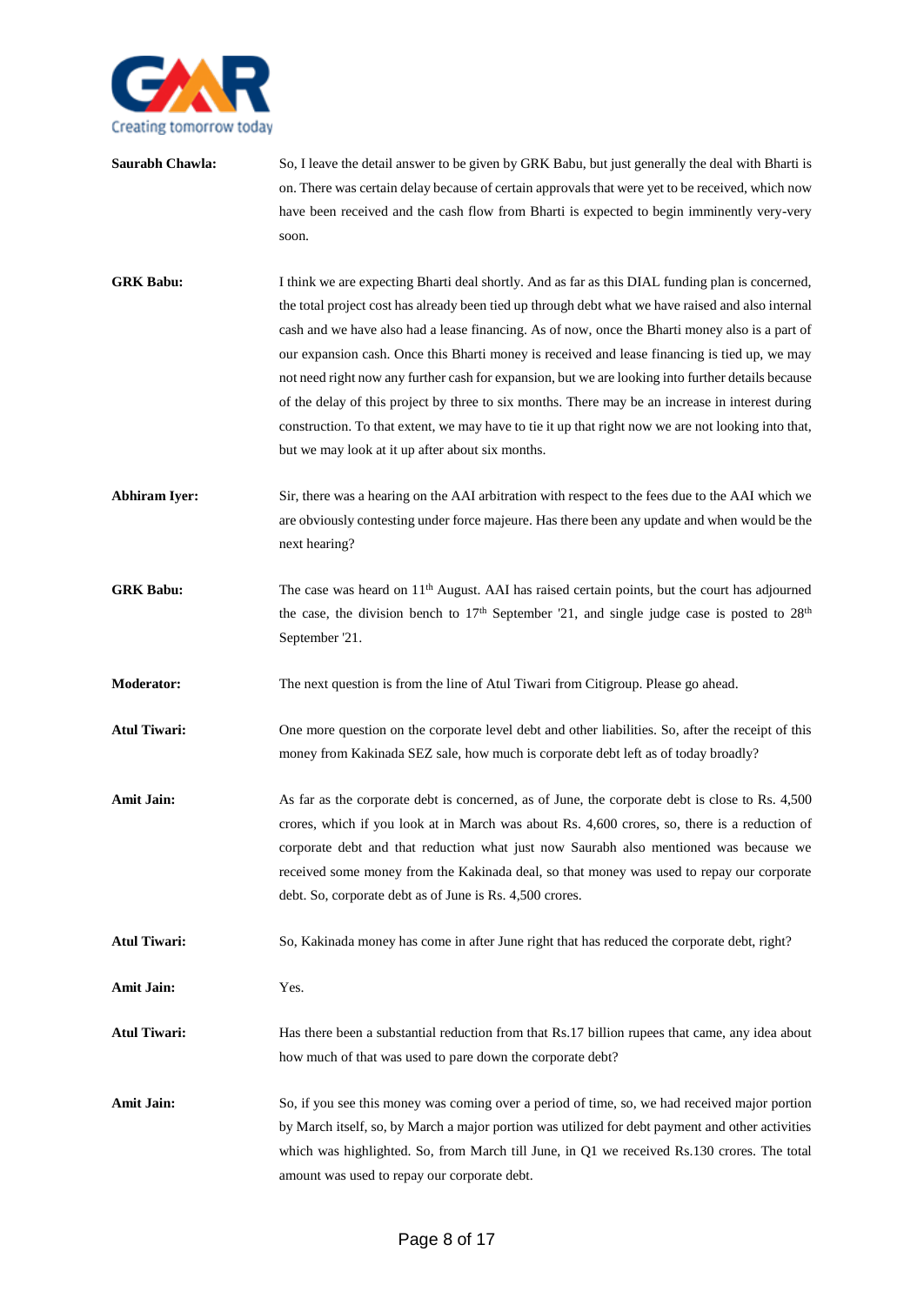**Saurabh Chawla:** So, I leave the detail answer to be given by GRK Babu, but just generally the deal with Bharti is on. There was certain delay because of certain approvals that were yet to be received, which now have been received and the cash flow from Bharti is expected to begin imminently very-very soon.

**GRK Babu:** I think we are expecting Bharti deal shortly. And as far as this DIAL funding plan is concerned, the total project cost has already been tied up through debt what we have raised and also internal cash and we have also had a lease financing. As of now, once the Bharti money also is a part of our expansion cash. Once this Bharti money is received and lease financing is tied up, we may not need right now any further cash for expansion, but we are looking into further details because of the delay of this project by three to six months. There may be an increase in interest during construction. To that extent, we may have to tie it up that right now we are not looking into that, but we may look at it up after about six months.

**Abhiram Iyer:** Sir, there was a hearing on the AAI arbitration with respect to the fees due to the AAI which we are obviously contesting under force majeure. Has there been any update and when would be the next hearing?

**GRK Babu:** The case was heard on 11th August. AAI has raised certain points, but the court has adjourned the case, the division bench to 17th September '21, and single judge case is posted to 28th September '21.

**Moderator:** The next question is from the line of Atul Tiwari from Citigroup. Please go ahead.

**Atul Tiwari:** One more question on the corporate level debt and other liabilities. So, after the receipt of this money from Kakinada SEZ sale, how much is corporate debt left as of today broadly?

**Amit Jain:** As far as the corporate debt is concerned, as of June, the corporate debt is close to Rs. 4,500 crores, which if you look at in March was about Rs. 4,600 crores, so, there is a reduction of corporate debt and that reduction what just now Saurabh also mentioned was because we received some money from the Kakinada deal, so that money was used to repay our corporate debt. So, corporate debt as of June is Rs. 4,500 crores.

**Atul Tiwari:** So, Kakinada money has come in after June right that has reduced the corporate debt, right?

**Amit Jain:** Yes.

**Atul Tiwari:** Has there been a substantial reduction from that Rs.17 billion rupees that came, any idea about how much of that was used to pare down the corporate debt?

**Amit Jain:** So, if you see this money was coming over a period of time, so, we had received major portion by March itself, so, by March a major portion was utilized for debt payment and other activities which was highlighted. So, from March till June, in Q1 we received Rs.130 crores. The total amount was used to repay our corporate debt.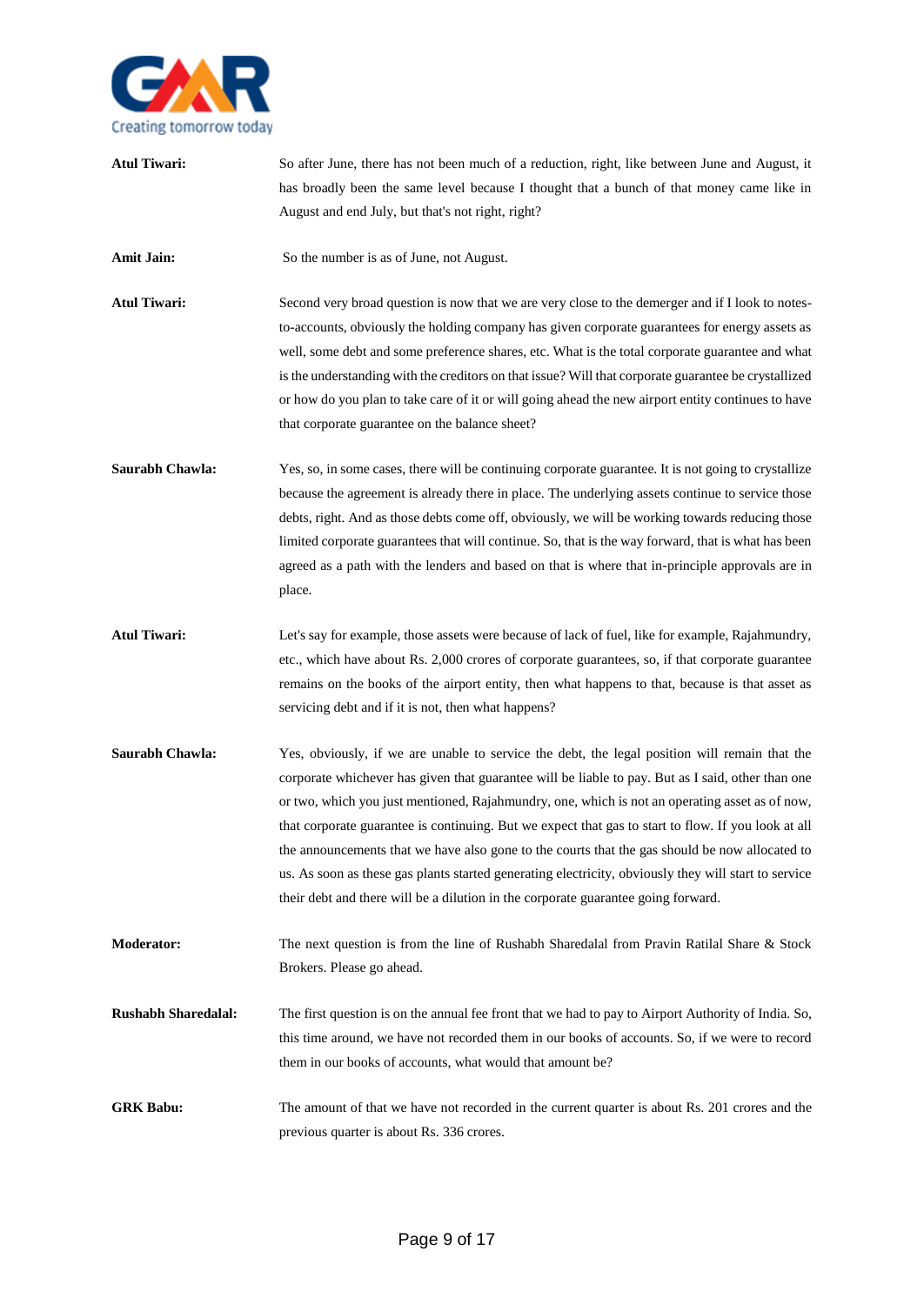**Atul Tiwari:** So after June, there has not been much of a reduction, right, like between June and August, it has broadly been the same level because I thought that a bunch of that money came like in August and end July, but that's not right, right?

**Amit Jain:** So the number is as of June, not August.

**Atul Tiwari:** Second very broad question is now that we are very close to the demerger and if I look to notes-to-accounts, obviously the holding company has given corporate guarantees for energy assets as well, some debt and some preference shares, etc. What is the total corporate guarantee and what is the understanding with the creditors on that issue? Will that corporate guarantee be crystallized or how do you plan to take care of it or will going ahead the new airport entity continues to have that corporate guarantee on the balance sheet?

**Saurabh Chawla:** Yes, so, in some cases, there will be continuing corporate guarantee. It is not going to crystallize because the agreement is already there in place. The underlying assets continue to service those debts, right. And as those debts come off, obviously, we will be working towards reducing those limited corporate guarantees that will continue. So, that is the way forward, that is what has been agreed as a path with the lenders and based on that is where that in-principle approvals are in place.

**Atul Tiwari:** Let's say for example, those assets were because of lack of fuel, like for example, Rajahmundry, etc., which have about Rs. 2,000 crores of corporate guarantees, so, if that corporate guarantee remains on the books of the airport entity, then what happens to that, because is that asset as servicing debt and if it is not, then what happens?

**Saurabh Chawla:** Yes, obviously, if we are unable to service the debt, the legal position will remain that the corporate whichever has given that guarantee will be liable to pay. But as I said, other than one or two, which you just mentioned, Rajahmundry, one, which is not an operating asset as of now, that corporate guarantee is continuing. But we expect that gas to start to flow. If you look at all the announcements that we have also gone to the courts that the gas should be now allocated to us. As soon as these gas plants started generating electricity, obviously they will start to service their debt and there will be a dilution in the corporate guarantee going forward.

**Moderator:** The next question is from the line of Rushabh Sharedalal from Pravin Ratilal Share & Stock Brokers. Please go ahead.

**Rushabh Sharedalal:** The first question is on the annual fee front that we had to pay to Airport Authority of India. So, this time around, we have not recorded them in our books of accounts. So, if we were to record them in our books of accounts, what would that amount be?

**GRK Babu:** The amount of that we have not recorded in the current quarter is about Rs. 201 crores and the previous quarter is about Rs. 336 crores.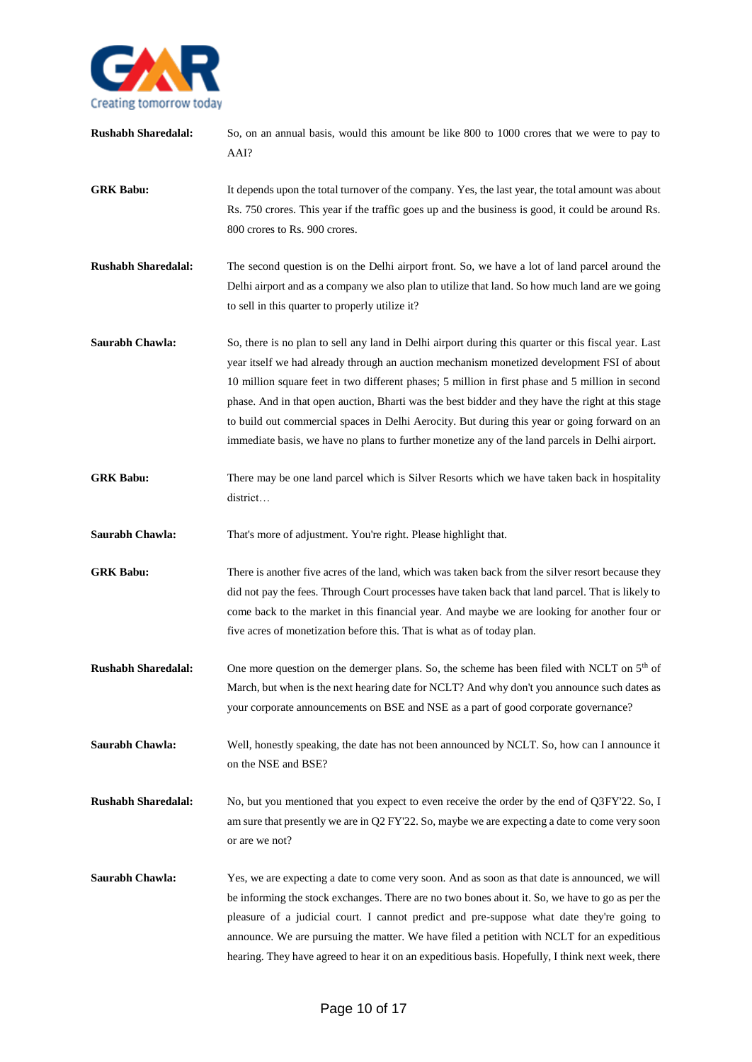**Rushabh Sharedalal:** So, on an annual basis, would this amount be like 800 to 1000 crores that we were to pay to AAI?

**GRK Babu:** It depends upon the total turnover of the company. Yes, the last year, the total amount was about Rs. 750 crores. This year if the traffic goes up and the business is good, it could be around Rs. 800 crores to Rs. 900 crores.

**Rushabh Sharedalal:** The second question is on the Delhi airport front. So, we have a lot of land parcel around the Delhi airport and as a company we also plan to utilize that land. So how much land are we going to sell in this quarter to properly utilize it?

**Saurabh Chawla:** So, there is no plan to sell any land in Delhi airport during this quarter or this fiscal year. Last year itself we had already through an auction mechanism monetized development FSI of about 10 million square feet in two different phases; 5 million in first phase and 5 million in second phase. And in that open auction, Bharti was the best bidder and they have the right at this stage to build out commercial spaces in Delhi Aerocity. But during this year or going forward on an immediate basis, we have no plans to further monetize any of the land parcels in Delhi airport.

**GRK Babu:** There may be one land parcel which is Silver Resorts which we have taken back in hospitality district…

**Saurabh Chawla:** That's more of adjustment. You're right. Please highlight that.

**GRK Babu:** There is another five acres of the land, which was taken back from the silver resort because they did not pay the fees. Through Court processes have taken back that land parcel. That is likely to come back to the market in this financial year. And maybe we are looking for another four or five acres of monetization before this. That is what as of today plan.

**Rushabh Sharedalal:** One more question on the demerger plans. So, the scheme has been filed with NCLT on 5th of March, but when is the next hearing date for NCLT? And why don't you announce such dates as your corporate announcements on BSE and NSE as a part of good corporate governance?

**Saurabh Chawla:** Well, honestly speaking, the date has not been announced by NCLT. So, how can I announce it on the NSE and BSE?

**Rushabh Sharedalal:** No, but you mentioned that you expect to even receive the order by the end of Q3FY'22. So, I am sure that presently we are in Q2 FY'22. So, maybe we are expecting a date to come very soon or are we not?

**Saurabh Chawla:** Yes, we are expecting a date to come very soon. And as soon as that date is announced, we will be informing the stock exchanges. There are no two bones about it. So, we have to go as per the pleasure of a judicial court. I cannot predict and pre-suppose what date they're going to announce. We are pursuing the matter. We have filed a petition with NCLT for an expeditious hearing. They have agreed to hear it on an expeditious basis. Hopefully, I think next week, there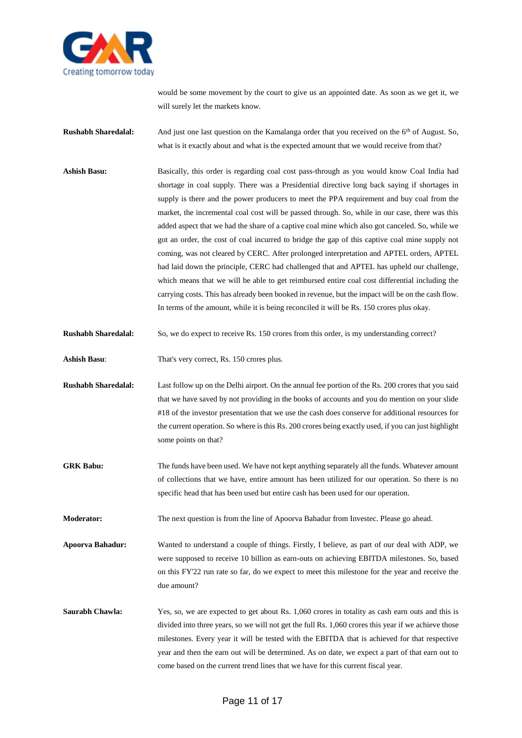would be some movement by the court to give us an appointed date. As soon as we get it, we will surely let the markets know.

**Rushabh Sharedalal:** And just one last question on the Kamalanga order that you received on the 6th of August. So, what is it exactly about and what is the expected amount that we would receive from that?

**Ashish Basu:** Basically, this order is regarding coal cost pass-through as you would know Coal India had shortage in coal supply. There was a Presidential directive long back saying if shortages in supply is there and the power producers to meet the PPA requirement and buy coal from the market, the incremental coal cost will be passed through. So, while in our case, there was this added aspect that we had the share of a captive coal mine which also got canceled. So, while we got an order, the cost of coal incurred to bridge the gap of this captive coal mine supply not coming, was not cleared by CERC. After prolonged interpretation and APTEL orders, APTEL had laid down the principle, CERC had challenged that and APTEL has upheld our challenge, which means that we will be able to get reimbursed entire coal cost differential including the carrying costs. This has already been booked in revenue, but the impact will be on the cash flow. In terms of the amount, while it is being reconciled it will be Rs. 150 crores plus okay.

**Rushabh Sharedalal:** So, we do expect to receive Rs. 150 crores from this order, is my understanding correct?

**Ashish Basu:** That's very correct, Rs. 150 crores plus.

**Rushabh Sharedalal:** Last follow up on the Delhi airport. On the annual fee portion of the Rs. 200 crores that you said that we have saved by not providing in the books of accounts and you do mention on your slide #18 of the investor presentation that we use the cash does conserve for additional resources for the current operation. So where is this Rs. 200 crores being exactly used, if you can just highlight some points on that?

**GRK Babu:** The funds have been used. We have not kept anything separately all the funds. Whatever amount of collections that we have, entire amount has been utilized for our operation. So there is no specific head that has been used but entire cash has been used for our operation.

**Moderator:** The next question is from the line of Apoorva Bahadur from Investec. Please go ahead.

**Apoorva Bahadur:** Wanted to understand a couple of things. Firstly, I believe, as part of our deal with ADP, we were supposed to receive 10 billion as earn-outs on achieving EBITDA milestones. So, based on this FY'22 run rate so far, do we expect to meet this milestone for the year and receive the due amount?

**Saurabh Chawla:** Yes, so, we are expected to get about Rs. 1,060 crores in totality as cash earn outs and this is divided into three years, so we will not get the full Rs. 1,060 crores this year if we achieve those milestones. Every year it will be tested with the EBITDA that is achieved for that respective year and then the earn out will be determined. As on date, we expect a part of that earn out to come based on the current trend lines that we have for this current fiscal year.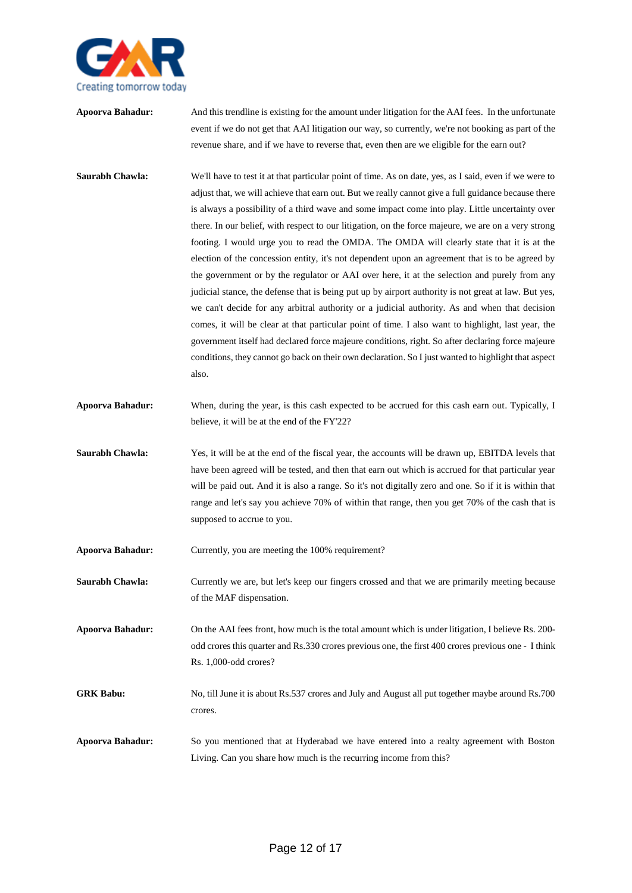**Apoorva Bahadur:** And this trendline is existing for the amount under litigation for the AAI fees. In the unfortunate event if we do not get that AAI litigation our way, so currently, we're not booking as part of the revenue share, and if we have to reverse that, even then are we eligible for the earn out?

**Saurabh Chawla:** We'll have to test it at that particular point of time. As on date, yes, as I said, even if we were to adjust that, we will achieve that earn out. But we really cannot give a full guidance because there is always a possibility of a third wave and some impact come into play. Little uncertainty over there. In our belief, with respect to our litigation, on the force majeure, we are on a very strong footing. I would urge you to read the OMDA. The OMDA will clearly state that it is at the election of the concession entity, it's not dependent upon an agreement that is to be agreed by the government or by the regulator or AAI over here, it at the selection and purely from any judicial stance, the defense that is being put up by airport authority is not great at law. But yes, we can't decide for any arbitral authority or a judicial authority. As and when that decision comes, it will be clear at that particular point of time. I also want to highlight, last year, the government itself had declared force majeure conditions, right. So after declaring force majeure conditions, they cannot go back on their own declaration. So I just wanted to highlight that aspect also.

**Apoorva Bahadur:** When, during the year, is this cash expected to be accrued for this cash earn out. Typically, I believe, it will be at the end of the FY'22?

**Saurabh Chawla:** Yes, it will be at the end of the fiscal year, the accounts will be drawn up, EBITDA levels that have been agreed will be tested, and then that earn out which is accrued for that particular year will be paid out. And it is also a range. So it's not digitally zero and one. So if it is within that range and let's say you achieve 70% of within that range, then you get 70% of the cash that is supposed to accrue to you.

**Apoorva Bahadur:** Currently, you are meeting the 100% requirement?

**Saurabh Chawla:** Currently we are, but let's keep our fingers crossed and that we are primarily meeting because of the MAF dispensation.

**Apoorva Bahadur:** On the AAI fees front, how much is the total amount which is under litigation, I believe Rs. 200-odd crores this quarter and Rs.330 crores previous one, the first 400 crores previous one - I think Rs. 1,000-odd crores?

**GRK Babu:** No, till June it is about Rs.537 crores and July and August all put together maybe around Rs.700 crores.

**Apoorva Bahadur:** So you mentioned that at Hyderabad we have entered into a realty agreement with Boston Living. Can you share how much is the recurring income from this?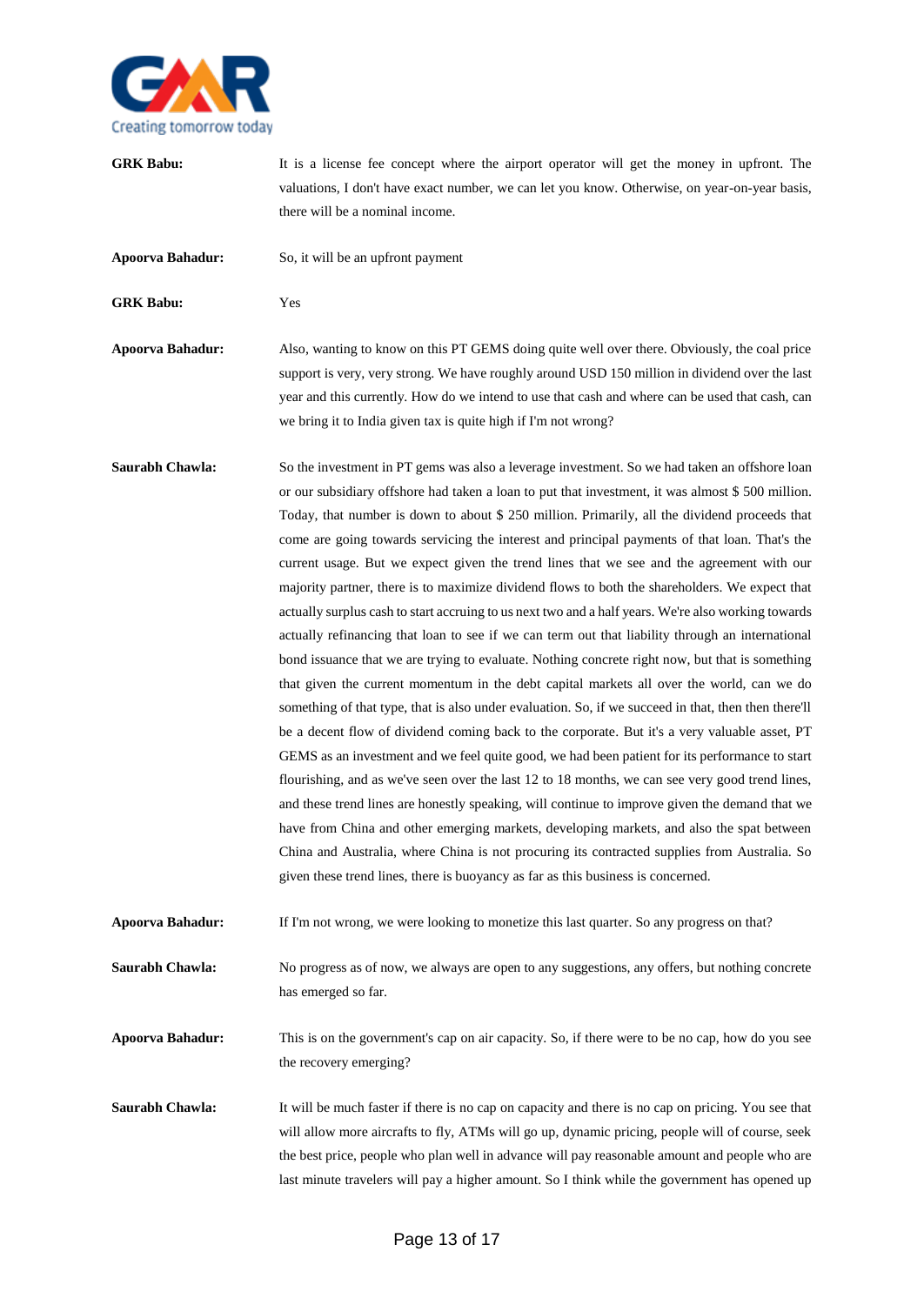**GRK Babu:** It is a license fee concept where the airport operator will get the money in upfront. The valuations, I don't have exact number, we can let you know. Otherwise, on year-on-year basis, there will be a nominal income.

**Apoorva Bahadur:** So, it will be an upfront payment

**GRK Babu:** Yes

**Apoorva Bahadur:** Also, wanting to know on this PT GEMS doing quite well over there. Obviously, the coal price support is very, very strong. We have roughly around USD 150 million in dividend over the last year and this currently. How do we intend to use that cash and where can be used that cash, can we bring it to India given tax is quite high if I'm not wrong?

**Saurabh Chawla:** So the investment in PT gems was also a leverage investment. So we had taken an offshore loan or our subsidiary offshore had taken a loan to put that investment, it was almost $ 500 million. Today, that number is down to about $ 250 million. Primarily, all the dividend proceeds that come are going towards servicing the interest and principal payments of that loan. That's the current usage. But we expect given the trend lines that we see and the agreement with our majority partner, there is to maximize dividend flows to both the shareholders. We expect that actually surplus cash to start accruing to us next two and a half years. We're also working towards actually refinancing that loan to see if we can term out that liability through an international bond issuance that we are trying to evaluate. Nothing concrete right now, but that is something that given the current momentum in the debt capital markets all over the world, can we do something of that type, that is also under evaluation. So, if we succeed in that, then then there'll be a decent flow of dividend coming back to the corporate. But it's a very valuable asset, PT GEMS as an investment and we feel quite good, we had been patient for its performance to start flourishing, and as we've seen over the last 12 to 18 months, we can see very good trend lines, and these trend lines are honestly speaking, will continue to improve given the demand that we have from China and other emerging markets, developing markets, and also the spat between China and Australia, where China is not procuring its contracted supplies from Australia. So given these trend lines, there is buoyancy as far as this business is concerned.

**Apoorva Bahadur:** If I'm not wrong, we were looking to monetize this last quarter. So any progress on that?

**Saurabh Chawla:** No progress as of now, we always are open to any suggestions, any offers, but nothing concrete has emerged so far.

**Apoorva Bahadur:** This is on the government's cap on air capacity. So, if there were to be no cap, how do you see the recovery emerging?

**Saurabh Chawla:** It will be much faster if there is no cap on capacity and there is no cap on pricing. You see that will allow more aircrafts to fly, ATMs will go up, dynamic pricing, people will of course, seek the best price, people who plan well in advance will pay reasonable amount and people who are last minute travelers will pay a higher amount. So I think while the government has opened up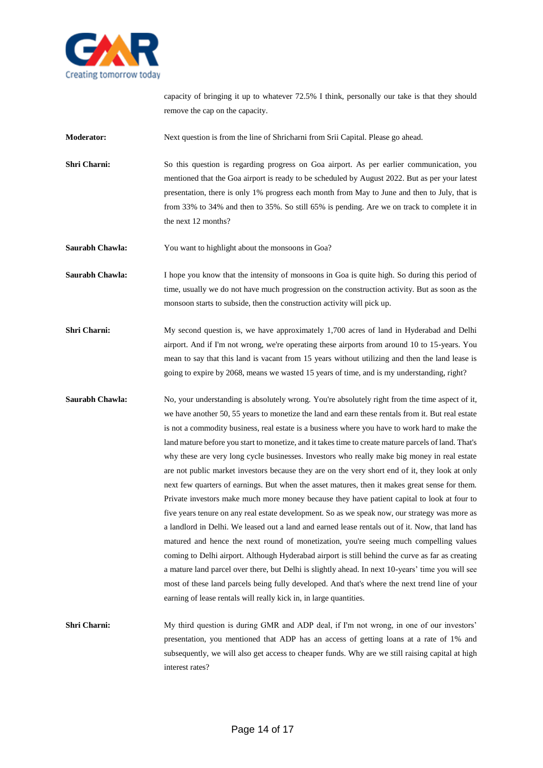capacity of bringing it up to whatever 72.5% I think, personally our take is that they should remove the cap on the capacity.

**Moderator:** Next question is from the line of Shricharni from Srii Capital. Please go ahead.

**Shri Charni:** So this question is regarding progress on Goa airport. As per earlier communication, you mentioned that the Goa airport is ready to be scheduled by August 2022. But as per your latest presentation, there is only 1% progress each month from May to June and then to July, that is from 33% to 34% and then to 35%. So still 65% is pending. Are we on track to complete it in the next 12 months?

**Saurabh Chawla:** You want to highlight about the monsoons in Goa?

**Saurabh Chawla:** I hope you know that the intensity of monsoons in Goa is quite high. So during this period of time, usually we do not have much progression on the construction activity. But as soon as the monsoon starts to subside, then the construction activity will pick up.

**Shri Charni:** My second question is, we have approximately 1,700 acres of land in Hyderabad and Delhi airport. And if I'm not wrong, we're operating these airports from around 10 to 15-years. You mean to say that this land is vacant from 15 years without utilizing and then the land lease is going to expire by 2068, means we wasted 15 years of time, and is my understanding, right?

**Saurabh Chawla:** No, your understanding is absolutely wrong. You're absolutely right from the time aspect of it, we have another 50, 55 years to monetize the land and earn these rentals from it. But real estate is not a commodity business, real estate is a business where you have to work hard to make the land mature before you start to monetize, and it takes time to create mature parcels of land. That's why these are very long cycle businesses. Investors who really make big money in real estate are not public market investors because they are on the very short end of it, they look at only next few quarters of earnings. But when the asset matures, then it makes great sense for them. Private investors make much more money because they have patient capital to look at four to five years tenure on any real estate development. So as we speak now, our strategy was more as a landlord in Delhi. We leased out a land and earned lease rentals out of it. Now, that land has matured and hence the next round of monetization, you're seeing much compelling values coming to Delhi airport. Although Hyderabad airport is still behind the curve as far as creating a mature land parcel over there, but Delhi is slightly ahead. In next 10-years' time you will see most of these land parcels being fully developed. And that's where the next trend line of your earning of lease rentals will really kick in, in large quantities.

**Shri Charni:** My third question is during GMR and ADP deal, if I'm not wrong, in one of our investors' presentation, you mentioned that ADP has an access of getting loans at a rate of 1% and subsequently, we will also get access to cheaper funds. Why are we still raising capital at high interest rates?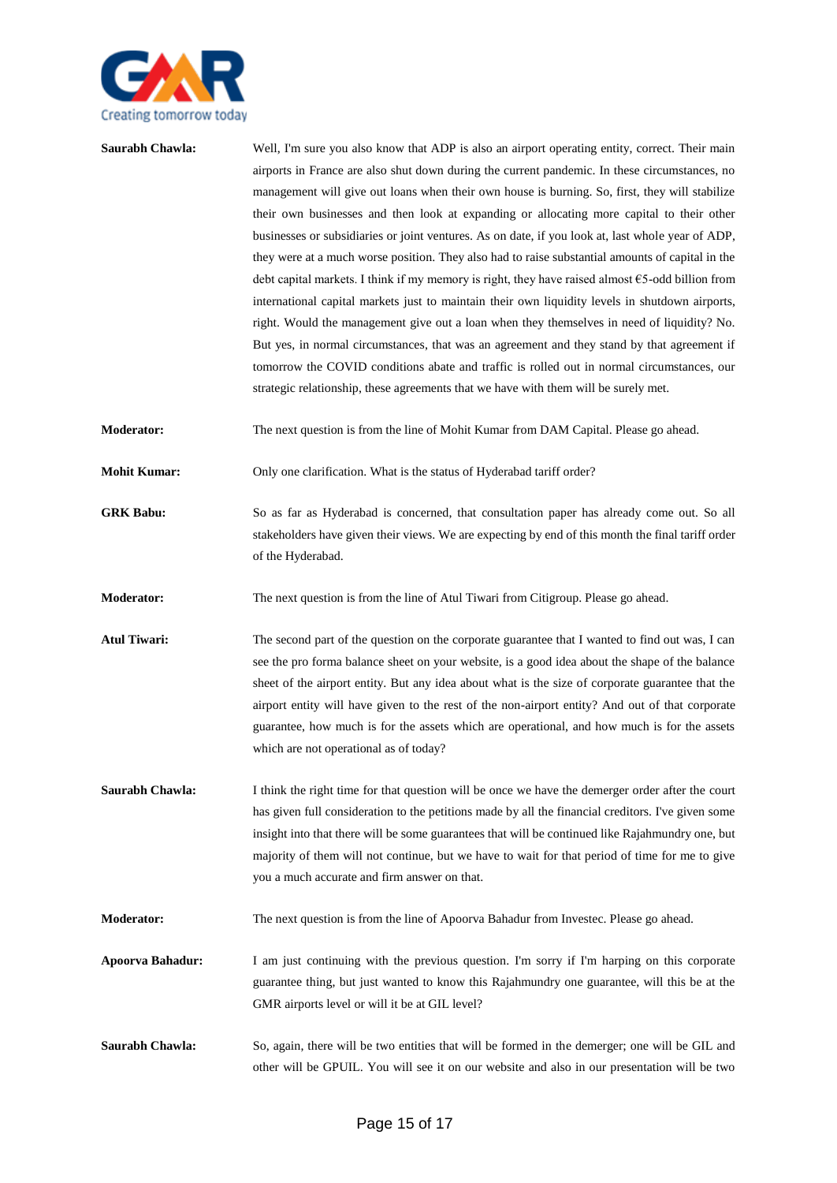**Saurabh Chawla:** Well, I'm sure you also know that ADP is also an airport operating entity, correct. Their main airports in France are also shut down during the current pandemic. In these circumstances, no management will give out loans when their own house is burning. So, first, they will stabilize their own businesses and then look at expanding or allocating more capital to their other businesses or subsidiaries or joint ventures. As on date, if you look at, last whole year of ADP, they were at a much worse position. They also had to raise substantial amounts of capital in the debt capital markets. I think if my memory is right, they have raised almost €5-odd billion from international capital markets just to maintain their own liquidity levels in shutdown airports, right. Would the management give out a loan when they themselves in need of liquidity? No. But yes, in normal circumstances, that was an agreement and they stand by that agreement if tomorrow the COVID conditions abate and traffic is rolled out in normal circumstances, our strategic relationship, these agreements that we have with them will be surely met.

**Moderator:** The next question is from the line of Mohit Kumar from DAM Capital. Please go ahead.

**Mohit Kumar:** Only one clarification. What is the status of Hyderabad tariff order?

**GRK Babu:** So as far as Hyderabad is concerned, that consultation paper has already come out. So all stakeholders have given their views. We are expecting by end of this month the final tariff order of the Hyderabad.

**Moderator:** The next question is from the line of Atul Tiwari from Citigroup. Please go ahead.

**Atul Tiwari:** The second part of the question on the corporate guarantee that I wanted to find out was, I can see the pro forma balance sheet on your website, is a good idea about the shape of the balance sheet of the airport entity. But any idea about what is the size of corporate guarantee that the airport entity will have given to the rest of the non-airport entity? And out of that corporate guarantee, how much is for the assets which are operational, and how much is for the assets which are not operational as of today?

**Saurabh Chawla:** I think the right time for that question will be once we have the demerger order after the court has given full consideration to the petitions made by all the financial creditors. I've given some insight into that there will be some guarantees that will be continued like Rajahmundry one, but majority of them will not continue, but we have to wait for that period of time for me to give you a much accurate and firm answer on that.

**Moderator:** The next question is from the line of Apoorva Bahadur from Investec. Please go ahead.

**Apoorva Bahadur:** I am just continuing with the previous question. I'm sorry if I'm harping on this corporate guarantee thing, but just wanted to know this Rajahmundry one guarantee, will this be at the GMR airports level or will it be at GIL level?

**Saurabh Chawla:** So, again, there will be two entities that will be formed in the demerger; one will be GIL and other will be GPUIL. You will see it on our website and also in our presentation will be two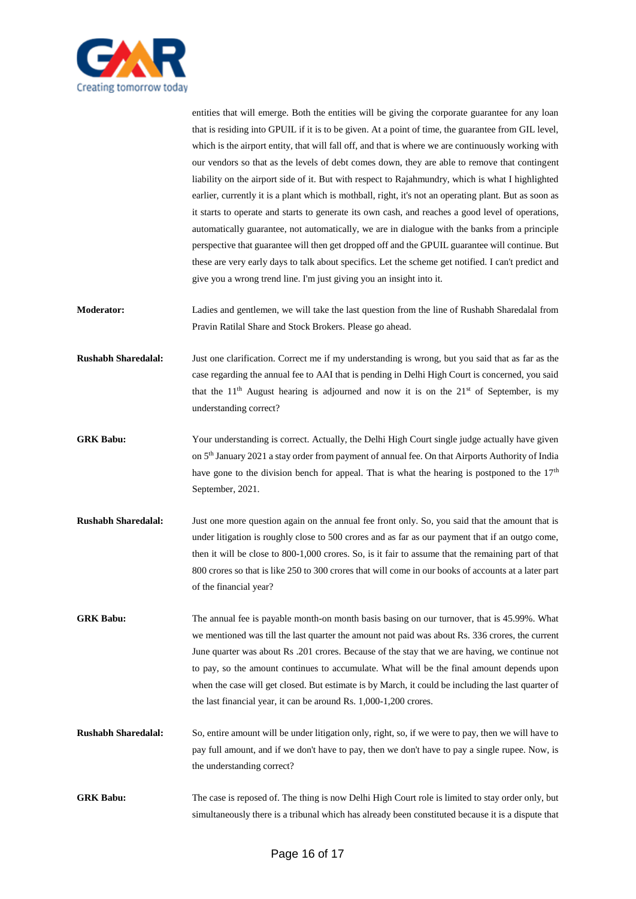entities that will emerge. Both the entities will be giving the corporate guarantee for any loan that is residing into GPUIL if it is to be given. At a point of time, the guarantee from GIL level, which is the airport entity, that will fall off, and that is where we are continuously working with our vendors so that as the levels of debt comes down, they are able to remove that contingent liability on the airport side of it. But with respect to Rajahmundry, which is what I highlighted earlier, currently it is a plant which is mothball, right, it's not an operating plant. But as soon as it starts to operate and starts to generate its own cash, and reaches a good level of operations, automatically guarantee, not automatically, we are in dialogue with the banks from a principle perspective that guarantee will then get dropped off and the GPUIL guarantee will continue. But these are very early days to talk about specifics. Let the scheme get notified. I can't predict and give you a wrong trend line. I'm just giving you an insight into it.

**Moderator:** Ladies and gentlemen, we will take the last question from the line of Rushabh Sharedalal from Pravin Ratilal Share and Stock Brokers. Please go ahead.

**Rushabh Sharedalal:** Just one clarification. Correct me if my understanding is wrong, but you said that as far as the case regarding the annual fee to AAI that is pending in Delhi High Court is concerned, you said that the 11th August hearing is adjourned and now it is on the 21st of September, is my understanding correct?

**GRK Babu:** Your understanding is correct. Actually, the Delhi High Court single judge actually have given on 5th January 2021 a stay order from payment of annual fee. On that Airports Authority of India have gone to the division bench for appeal. That is what the hearing is postponed to the 17th September, 2021.

**Rushabh Sharedalal:** Just one more question again on the annual fee front only. So, you said that the amount that is under litigation is roughly close to 500 crores and as far as our payment that if an outgo come, then it will be close to 800-1,000 crores. So, is it fair to assume that the remaining part of that 800 crores so that is like 250 to 300 crores that will come in our books of accounts at a later part of the financial year?

**GRK Babu:** The annual fee is payable month-on month basis basing on our turnover, that is 45.99%. What we mentioned was till the last quarter the amount not paid was about Rs. 336 crores, the current June quarter was about Rs .201 crores. Because of the stay that we are having, we continue not to pay, so the amount continues to accumulate. What will be the final amount depends upon when the case will get closed. But estimate is by March, it could be including the last quarter of the last financial year, it can be around Rs. 1,000-1,200 crores.

**Rushabh Sharedalal:** So, entire amount will be under litigation only, right, so, if we were to pay, then we will have to pay full amount, and if we don't have to pay, then we don't have to pay a single rupee. Now, is the understanding correct?

**GRK Babu:** The case is reposed of. The thing is now Delhi High Court role is limited to stay order only, but simultaneously there is a tribunal which has already been constituted because it is a dispute that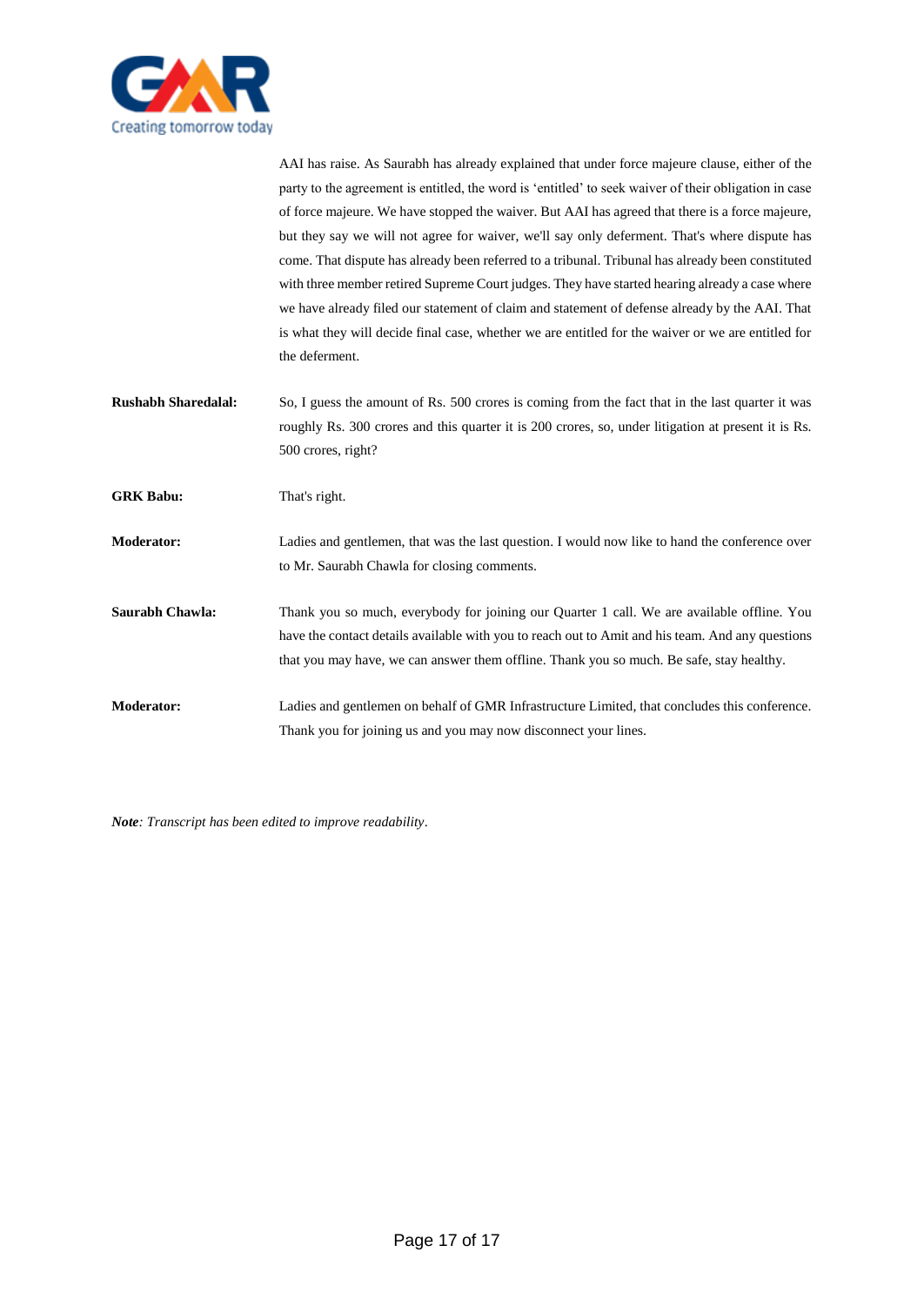AAI has raise. As Saurabh has already explained that under force majeure clause, either of the party to the agreement is entitled, the word is 'entitled' to seek waiver of their obligation in case of force majeure. We have stopped the waiver. But AAI has agreed that there is a force majeure, but they say we will not agree for waiver, we'll say only deferment. That's where dispute has come. That dispute has already been referred to a tribunal. Tribunal has already been constituted with three member retired Supreme Court judges. They have started hearing already a case where we have already filed our statement of claim and statement of defense already by the AAI. That is what they will decide final case, whether we are entitled for the waiver or we are entitled for the deferment.

**Rushabh Sharedalal:** So, I guess the amount of Rs. 500 crores is coming from the fact that in the last quarter it was roughly Rs. 300 crores and this quarter it is 200 crores, so, under litigation at present it is Rs. 500 crores, right?

**GRK Babu:** That's right.

**Moderator:** Ladies and gentlemen, that was the last question. I would now like to hand the conference over to Mr. Saurabh Chawla for closing comments.

**Saurabh Chawla:** Thank you so much, everybody for joining our Quarter 1 call. We are available offline. You have the contact details available with you to reach out to Amit and his team. And any questions that you may have, we can answer them offline. Thank you so much. Be safe, stay healthy.

**Moderator:** Ladies and gentlemen on behalf of GMR Infrastructure Limited, that concludes this conference. Thank you for joining us and you may now disconnect your lines.

***Note**: Transcript has been edited to improve readability*.